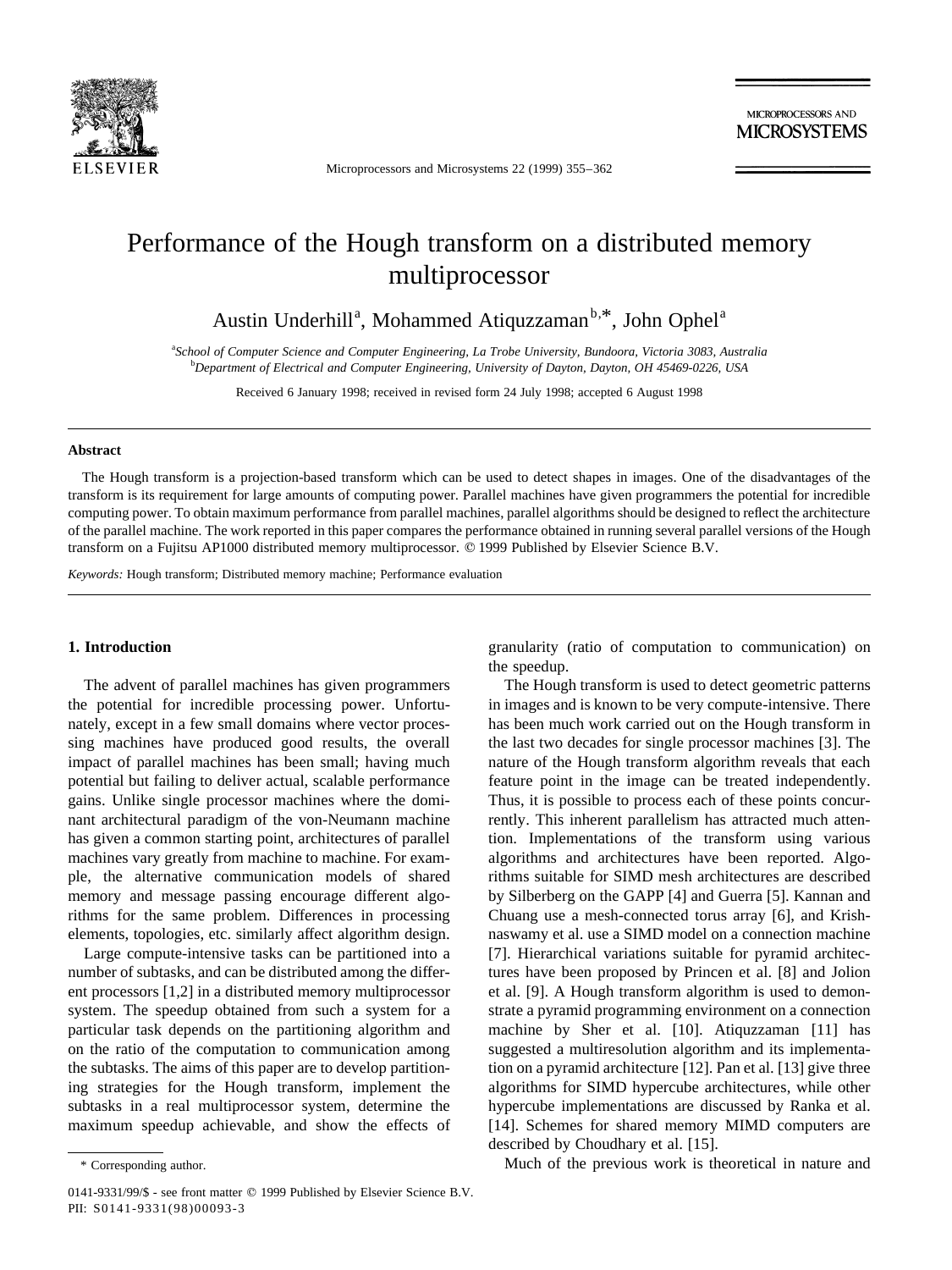# Performance of the Hough transform on a distributed memory multiprocessor

Austin Underhill[a], Mohammed Atiquzzaman[b,*], John Ophel[a]

[a]*School of Computer Science and Computer Engineering, La Trobe University, Bundoora, Victoria 3083, Australia*
[b]*Department of Electrical and Computer Engineering, University of Dayton, Dayton, OH 45469-0226, USA*

Received 6 January 1998; received in revised form 24 July 1998; accepted 6 August 1998

## Abstract

The Hough transform is a projection-based transform which can be used to detect shapes in images. One of the disadvantages of the transform is its requirement for large amounts of computing power. Parallel machines have given programmers the potential for incredible computing power. To obtain maximum performance from parallel machines, parallel algorithms should be designed to reflect the architecture of the parallel machine. The work reported in this paper compares the performance obtained in running several parallel versions of the Hough transform on a Fujitsu AP1000 distributed memory multiprocessor. © 1999 Published by Elsevier Science B.V.

*Keywords:* Hough transform; Distributed memory machine; Performance evaluation

## 1. Introduction

The advent of parallel machines has given programmers the potential for incredible processing power. Unfortunately, except in a few small domains where vector processing machines have produced good results, the overall impact of parallel machines has been small; having much potential but failing to deliver actual, scalable performance gains. Unlike single processor machines where the dominant architectural paradigm of the von-Neumann machine has given a common starting point, architectures of parallel machines vary greatly from machine to machine. For example, the alternative communication models of shared memory and message passing encourage different algorithms for the same problem. Differences in processing elements, topologies, etc. similarly affect algorithm design.

Large compute-intensive tasks can be partitioned into a number of subtasks, and can be distributed among the different processors [1,2] in a distributed memory multiprocessor system. The speedup obtained from such a system for a particular task depends on the partitioning algorithm and on the ratio of the computation to communication among the subtasks. The aims of this paper are to develop partitioning strategies for the Hough transform, implement the subtasks in a real multiprocessor system, determine the maximum speedup achievable, and show the effects of granularity (ratio of computation to communication) on the speedup.

The Hough transform is used to detect geometric patterns in images and is known to be very compute-intensive. There has been much work carried out on the Hough transform in the last two decades for single processor machines [3]. The nature of the Hough transform algorithm reveals that each feature point in the image can be treated independently. Thus, it is possible to process each of these points concurrently. This inherent parallelism has attracted much attention. Implementations of the transform using various algorithms and architectures have been reported. Algorithms suitable for SIMD mesh architectures are described by Silberberg on the GAPP [4] and Guerra [5]. Kannan and Chuang use a mesh-connected torus array [6], and Krishnaswamy et al. use a SIMD model on a connection machine [7]. Hierarchical variations suitable for pyramid architectures have been proposed by Princen et al. [8] and Jolion et al. [9]. A Hough transform algorithm is used to demonstrate a pyramid programming environment on a connection machine by Sher et al. [10]. Atiquzzaman [11] has suggested a multiresolution algorithm and its implementation on a pyramid architecture [12]. Pan et al. [13] give three algorithms for SIMD hypercube architectures, while other hypercube implementations are discussed by Ranka et al. [14]. Schemes for shared memory MIMD computers are described by Choudhary et al. [15].

Much of the previous work is theoretical in nature and

* Corresponding author.

0141-9331/99/$ - see front matter © 1999 Published by Elsevier Science B.V.
PII: S0141-9331(98)00093-3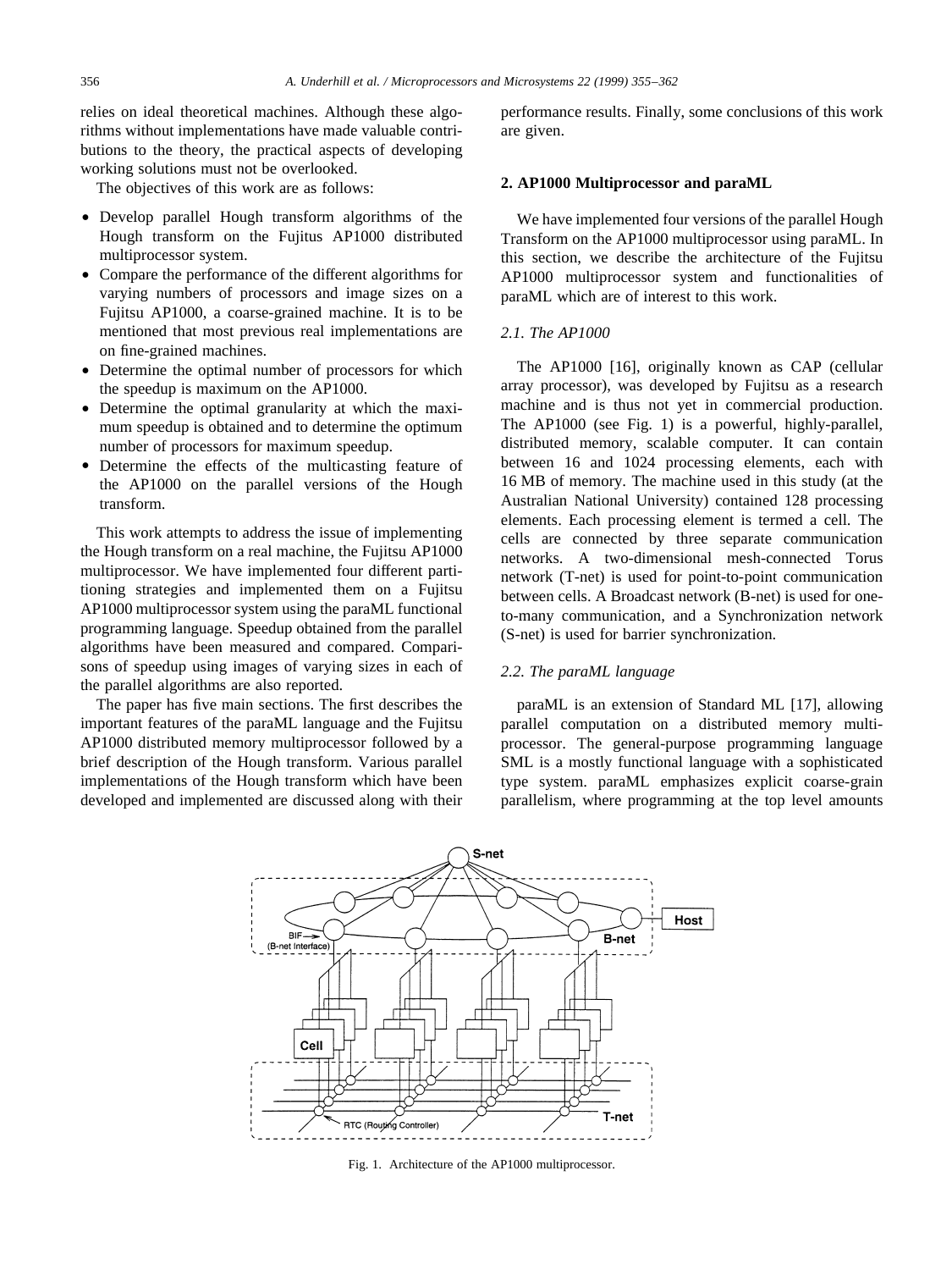relies on ideal theoretical machines. Although these algorithms without implementations have made valuable contributions to the theory, the practical aspects of developing working solutions must not be overlooked.

The objectives of this work are as follows:

- Develop parallel Hough transform algorithms of the Hough transform on the Fujitus AP1000 distributed multiprocessor system.
- Compare the performance of the different algorithms for varying numbers of processors and image sizes on a Fujitsu AP1000, a coarse-grained machine. It is to be mentioned that most previous real implementations are on fine-grained machines.
- Determine the optimal number of processors for which the speedup is maximum on the AP1000.
- Determine the optimal granularity at which the maximum speedup is obtained and to determine the optimum number of processors for maximum speedup.
- Determine the effects of the multicasting feature of the AP1000 on the parallel versions of the Hough transform.

This work attempts to address the issue of implementing the Hough transform on a real machine, the Fujitsu AP1000 multiprocessor. We have implemented four different partitioning strategies and implemented them on a Fujitsu AP1000 multiprocessor system using the paraML functional programming language. Speedup obtained from the parallel algorithms have been measured and compared. Comparisons of speedup using images of varying sizes in each of the parallel algorithms are also reported.

The paper has five main sections. The first describes the important features of the paraML language and the Fujitsu AP1000 distributed memory multiprocessor followed by a brief description of the Hough transform. Various parallel implementations of the Hough transform which have been developed and implemented are discussed along with their performance results. Finally, some conclusions of this work are given.

## 2. AP1000 Multiprocessor and paraML

We have implemented four versions of the parallel Hough Transform on the AP1000 multiprocessor using paraML. In this section, we describe the architecture of the Fujitsu AP1000 multiprocessor system and functionalities of paraML which are of interest to this work.

### *2.1. The AP1000*

The AP1000 [16], originally known as CAP (cellular array processor), was developed by Fujitsu as a research machine and is thus not yet in commercial production. The AP1000 (see Fig. 1) is a powerful, highly-parallel, distributed memory, scalable computer. It can contain between 16 and 1024 processing elements, each with 16 MB of memory. The machine used in this study (at the Australian National University) contained 128 processing elements. Each processing element is termed a cell. The cells are connected by three separate communication networks. A two-dimensional mesh-connected Torus network (T-net) is used for point-to-point communication between cells. A Broadcast network (B-net) is used for one-to-many communication, and a Synchronization network (S-net) is used for barrier synchronization.

### *2.2. The paraML language*

paraML is an extension of Standard ML [17], allowing parallel computation on a distributed memory multiprocessor. The general-purpose programming language SML is a mostly functional language with a sophisticated type system. paraML emphasizes explicit coarse-grain parallelism, where programming at the top level amounts

Fig. 1. Architecture of the AP1000 multiprocessor.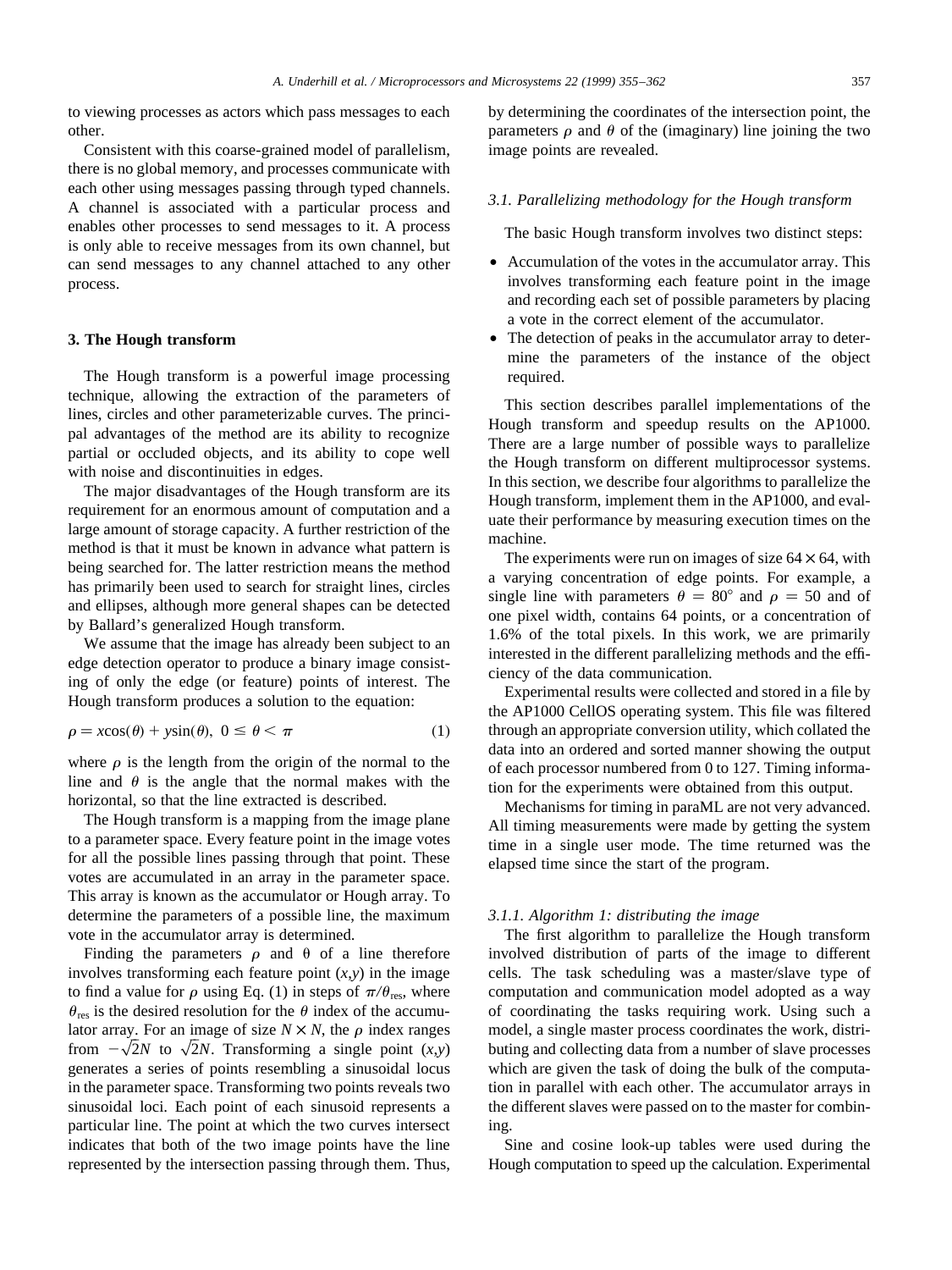to viewing processes as actors which pass messages to each other.

Consistent with this coarse-grained model of parallelism, there is no global memory, and processes communicate with each other using messages passing through typed channels. A channel is associated with a particular process and enables other processes to send messages to it. A process is only able to receive messages from its own channel, but can send messages to any channel attached to any other process.

## 3. The Hough transform

The Hough transform is a powerful image processing technique, allowing the extraction of the parameters of lines, circles and other parameterizable curves. The principal advantages of the method are its ability to recognize partial or occluded objects, and its ability to cope well with noise and discontinuities in edges.

The major disadvantages of the Hough transform are its requirement for an enormous amount of computation and a large amount of storage capacity. A further restriction of the method is that it must be known in advance what pattern is being searched for. The latter restriction means the method has primarily been used to search for straight lines, circles and ellipses, although more general shapes can be detected by Ballard's generalized Hough transform.

We assume that the image has already been subject to an edge detection operator to produce a binary image consisting of only the edge (or feature) points of interest. The Hough transform produces a solution to the equation:

$$\rho = x\cos(\theta) + y\sin(\theta),\ 0 \leq \theta < \pi \tag{1}$$

where $\rho$ is the length from the origin of the normal to the line and $\theta$ is the angle that the normal makes with the horizontal, so that the line extracted is described.

The Hough transform is a mapping from the image plane to a parameter space. Every feature point in the image votes for all the possible lines passing through that point. These votes are accumulated in an array in the parameter space. This array is known as the accumulator or Hough array. To determine the parameters of a possible line, the maximum vote in the accumulator array is determined.

Finding the parameters $\rho$ and $\theta$ of a line therefore involves transforming each feature point $(x,y)$ in the image to find a value for $\rho$ using Eq. (1) in steps of $\pi/\theta_{res}$, where $\theta_{res}$ is the desired resolution for the $\theta$ index of the accumulator array. For an image of size $N \times N$, the $\rho$ index ranges from $-\sqrt{2}N$ to $\sqrt{2}N$. Transforming a single point $(x,y)$ generates a series of points resembling a sinusoidal locus in the parameter space. Transforming two points reveals two sinusoidal loci. Each point of each sinusoid represents a particular line. The point at which the two curves intersect indicates that both of the two image points have the line represented by the intersection passing through them. Thus, by determining the coordinates of the intersection point, the parameters $\rho$ and $\theta$ of the (imaginary) line joining the two image points are revealed.

### 3.1. Parallelizing methodology for the Hough transform

The basic Hough transform involves two distinct steps:

- Accumulation of the votes in the accumulator array. This involves transforming each feature point in the image and recording each set of possible parameters by placing a vote in the correct element of the accumulator.
- The detection of peaks in the accumulator array to determine the parameters of the instance of the object required.

This section describes parallel implementations of the Hough transform and speedup results on the AP1000. There are a large number of possible ways to parallelize the Hough transform on different multiprocessor systems. In this section, we describe four algorithms to parallelize the Hough transform, implement them in the AP1000, and evaluate their performance by measuring execution times on the machine.

The experiments were run on images of size $64 \times 64$, with a varying concentration of edge points. For example, a single line with parameters $\theta = 80°$ and $\rho = 50$ and of one pixel width, contains 64 points, or a concentration of 1.6% of the total pixels. In this work, we are primarily interested in the different parallelizing methods and the efficiency of the data communication.

Experimental results were collected and stored in a file by the AP1000 CellOS operating system. This file was filtered through an appropriate conversion utility, which collated the data into an ordered and sorted manner showing the output of each processor numbered from 0 to 127. Timing information for the experiments were obtained from this output.

Mechanisms for timing in paraML are not very advanced. All timing measurements were made by getting the system time in a single user mode. The time returned was the elapsed time since the start of the program.

#### 3.1.1. Algorithm 1: distributing the image

The first algorithm to parallelize the Hough transform involved distribution of parts of the image to different cells. The task scheduling was a master/slave type of computation and communication model adopted as a way of coordinating the tasks requiring work. Using such a model, a single master process coordinates the work, distributing and collecting data from a number of slave processes which are given the task of doing the bulk of the computation in parallel with each other. The accumulator arrays in the different slaves were passed on to the master for combining.

Sine and cosine look-up tables were used during the Hough computation to speed up the calculation. Experimental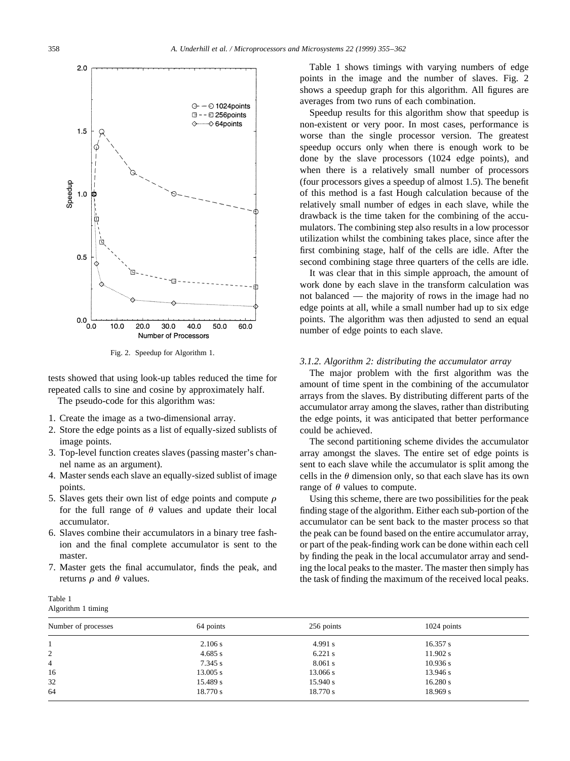Fig. 2. Speedup for Algorithm 1.

tests showed that using look-up tables reduced the time for repeated calls to sine and cosine by approximately half.

The pseudo-code for this algorithm was:

1. Create the image as a two-dimensional array.
2. Store the edge points as a list of equally-sized sublists of image points.
3. Top-level function creates slaves (passing master's channel name as an argument).
4. Master sends each slave an equally-sized sublist of image points.
5. Slaves gets their own list of edge points and compute $\rho$ for the full range of $\theta$ values and update their local accumulator.
6. Slaves combine their accumulators in a binary tree fashion and the final complete accumulator is sent to the master.
7. Master gets the final accumulator, finds the peak, and returns $\rho$ and $\theta$ values.

Table 1 shows timings with varying numbers of edge points in the image and the number of slaves. Fig. 2 shows a speedup graph for this algorithm. All figures are averages from two runs of each combination.

Speedup results for this algorithm show that speedup is non-existent or very poor. In most cases, performance is worse than the single processor version. The greatest speedup occurs only when there is enough work to be done by the slave processors (1024 edge points), and when there is a relatively small number of processors (four processors gives a speedup of almost 1.5). The benefit of this method is a fast Hough calculation because of the relatively small number of edges in each slave, while the drawback is the time taken for the combining of the accumulators. The combining step also results in a low processor utilization whilst the combining takes place, since after the first combining stage, half of the cells are idle. After the second combining stage three quarters of the cells are idle.

It was clear that in this simple approach, the amount of work done by each slave in the transform calculation was not balanced — the majority of rows in the image had no edge points at all, while a small number had up to six edge points. The algorithm was then adjusted to send an equal number of edge points to each slave.

### 3.1.2. Algorithm 2: distributing the accumulator array

The major problem with the first algorithm was the amount of time spent in the combining of the accumulator arrays from the slaves. By distributing different parts of the accumulator array among the slaves, rather than distributing the edge points, it was anticipated that better performance could be achieved.

The second partitioning scheme divides the accumulator array amongst the slaves. The entire set of edge points is sent to each slave while the accumulator is split among the cells in the $\theta$ dimension only, so that each slave has its own range of $\theta$ values to compute.

Using this scheme, there are two possibilities for the peak finding stage of the algorithm. Either each sub-portion of the accumulator can be sent back to the master process so that the peak can be found based on the entire accumulator array, or part of the peak-finding work can be done within each cell by finding the peak in the local accumulator array and sending the local peaks to the master. The master then simply has the task of finding the maximum of the received local peaks.

Table 1
Algorithm 1 timing

| Number of processes | 64 points | 256 points | 1024 points |
|---|---|---|---|
| 1 | 2.106 s | 4.991 s | 16.357 s |
| 2 | 4.685 s | 6.221 s | 11.902 s |
| 4 | 7.345 s | 8.061 s | 10.936 s |
| 16 | 13.005 s | 13.066 s | 13.946 s |
| 32 | 15.489 s | 15.940 s | 16.280 s |
| 64 | 18.770 s | 18.770 s | 18.969 s |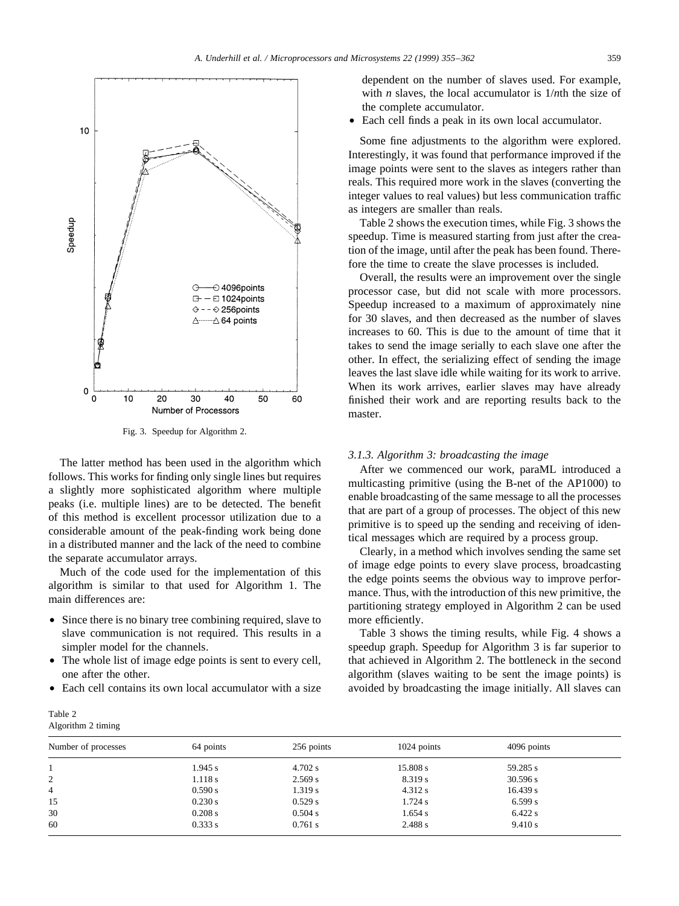Fig. 3. Speedup for Algorithm 2.

The latter method has been used in the algorithm which follows. This works for finding only single lines but requires a slightly more sophisticated algorithm where multiple peaks (i.e. multiple lines) are to be detected. The benefit of this method is excellent processor utilization due to a considerable amount of the peak-finding work being done in a distributed manner and the lack of the need to combine the separate accumulator arrays.

Much of the code used for the implementation of this algorithm is similar to that used for Algorithm 1. The main differences are:

- Since there is no binary tree combining required, slave to slave communication is not required. This results in a simpler model for the channels.
- The whole list of image edge points is sent to every cell, one after the other.
- Each cell contains its own local accumulator with a size dependent on the number of slaves used. For example, with $n$ slaves, the local accumulator is $1/n$th the size of the complete accumulator.
- Each cell finds a peak in its own local accumulator.

Some fine adjustments to the algorithm were explored. Interestingly, it was found that performance improved if the image points were sent to the slaves as integers rather than reals. This required more work in the slaves (converting the integer values to real values) but less communication traffic as integers are smaller than reals.

Table 2 shows the execution times, while Fig. 3 shows the speedup. Time is measured starting from just after the creation of the image, until after the peak has been found. Therefore the time to create the slave processes is included.

Overall, the results were an improvement over the single processor case, but did not scale with more processors. Speedup increased to a maximum of approximately nine for 30 slaves, and then decreased as the number of slaves increases to 60. This is due to the amount of time that it takes to send the image serially to each slave one after the other. In effect, the serializing effect of sending the image leaves the last slave idle while waiting for its work to arrive. When its work arrives, earlier slaves may have already finished their work and are reporting results back to the master.

### 3.1.3. Algorithm 3: broadcasting the image

After we commenced our work, paraML introduced a multicasting primitive (using the B-net of the AP1000) to enable broadcasting of the same message to all the processes that are part of a group of processes. The object of this new primitive is to speed up the sending and receiving of identical messages which are required by a process group.

Clearly, in a method which involves sending the same set of image edge points to every slave process, broadcasting the edge points seems the obvious way to improve performance. Thus, with the introduction of this new primitive, the partitioning strategy employed in Algorithm 2 can be used more efficiently.

Table 3 shows the timing results, while Fig. 4 shows a speedup graph. Speedup for Algorithm 3 is far superior to that achieved in Algorithm 2. The bottleneck in the second algorithm (slaves waiting to be sent the image points) is avoided by broadcasting the image initially. All slaves can

Table 2
Algorithm 2 timing

| Number of processes | 64 points | 256 points | 1024 points | 4096 points |
|---|---|---|---|---|
| 1 | 1.945 s | 4.702 s | 15.808 s | 59.285 s |
| 2 | 1.118 s | 2.569 s | 8.319 s | 30.596 s |
| 4 | 0.590 s | 1.319 s | 4.312 s | 16.439 s |
| 15 | 0.230 s | 0.529 s | 1.724 s | 6.599 s |
| 30 | 0.208 s | 0.504 s | 1.654 s | 6.422 s |
| 60 | 0.333 s | 0.761 s | 2.488 s | 9.410 s |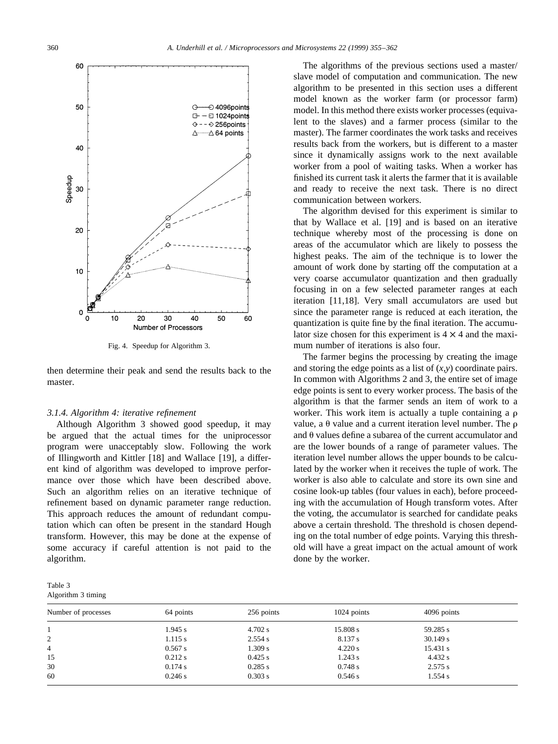Fig. 4. Speedup for Algorithm 3.

then determine their peak and send the results back to the master.

#### 3.1.4. Algorithm 4: iterative refinement

Although Algorithm 3 showed good speedup, it may be argued that the actual times for the uniprocessor program were unacceptably slow. Following the work of Illingworth and Kittler [18] and Wallace [19], a different kind of algorithm was developed to improve performance over those which have been described above. Such an algorithm relies on an iterative technique of refinement based on dynamic parameter range reduction. This approach reduces the amount of redundant computation which can often be present in the standard Hough transform. However, this may be done at the expense of some accuracy if careful attention is not paid to the algorithm.

Table 3
Algorithm 3 timing

| Number of processes | 64 points | 256 points | 1024 points | 4096 points |
|---|---|---|---|---|
| 1 | 1.945 s | 4.702 s | 15.808 s | 59.285 s |
| 2 | 1.115 s | 2.554 s | 8.137 s | 30.149 s |
| 4 | 0.567 s | 1.309 s | 4.220 s | 15.431 s |
| 15 | 0.212 s | 0.425 s | 1.243 s | 4.432 s |
| 30 | 0.174 s | 0.285 s | 0.748 s | 2.575 s |
| 60 | 0.246 s | 0.303 s | 0.546 s | 1.554 s |

The algorithms of the previous sections used a master/slave model of computation and communication. The new algorithm to be presented in this section uses a different model known as the worker farm (or processor farm) model. In this method there exists worker processes (equivalent to the slaves) and a farmer process (similar to the master). The farmer coordinates the work tasks and receives results back from the workers, but is different to a master since it dynamically assigns work to the next available worker from a pool of waiting tasks. When a worker has finished its current task it alerts the farmer that it is available and ready to receive the next task. There is no direct communication between workers.

The algorithm devised for this experiment is similar to that by Wallace et al. [19] and is based on an iterative technique whereby most of the processing is done on areas of the accumulator which are likely to possess the highest peaks. The aim of the technique is to lower the amount of work done by starting off the computation at a very coarse accumulator quantization and then gradually focusing in on a few selected parameter ranges at each iteration [11,18]. Very small accumulators are used but since the parameter range is reduced at each iteration, the quantization is quite fine by the final iteration. The accumulator size chosen for this experiment is $4 \times 4$ and the maximum number of iterations is also four.

The farmer begins the processing by creating the image and storing the edge points as a list of $(x,y)$ coordinate pairs. In common with Algorithms 2 and 3, the entire set of image edge points is sent to every worker process. The basis of the algorithm is that the farmer sends an item of work to a worker. This work item is actually a tuple containing a $\rho$ value, a $\theta$ value and a current iteration level number. The $\rho$ and $\theta$ values define a subarea of the current accumulator and are the lower bounds of a range of parameter values. The iteration level number allows the upper bounds to be calculated by the worker when it receives the tuple of work. The worker is also able to calculate and store its own sine and cosine look-up tables (four values in each), before proceeding with the accumulation of Hough transform votes. After the voting, the accumulator is searched for candidate peaks above a certain threshold. The threshold is chosen depending on the total number of edge points. Varying this threshold will have a great impact on the actual amount of work done by the worker.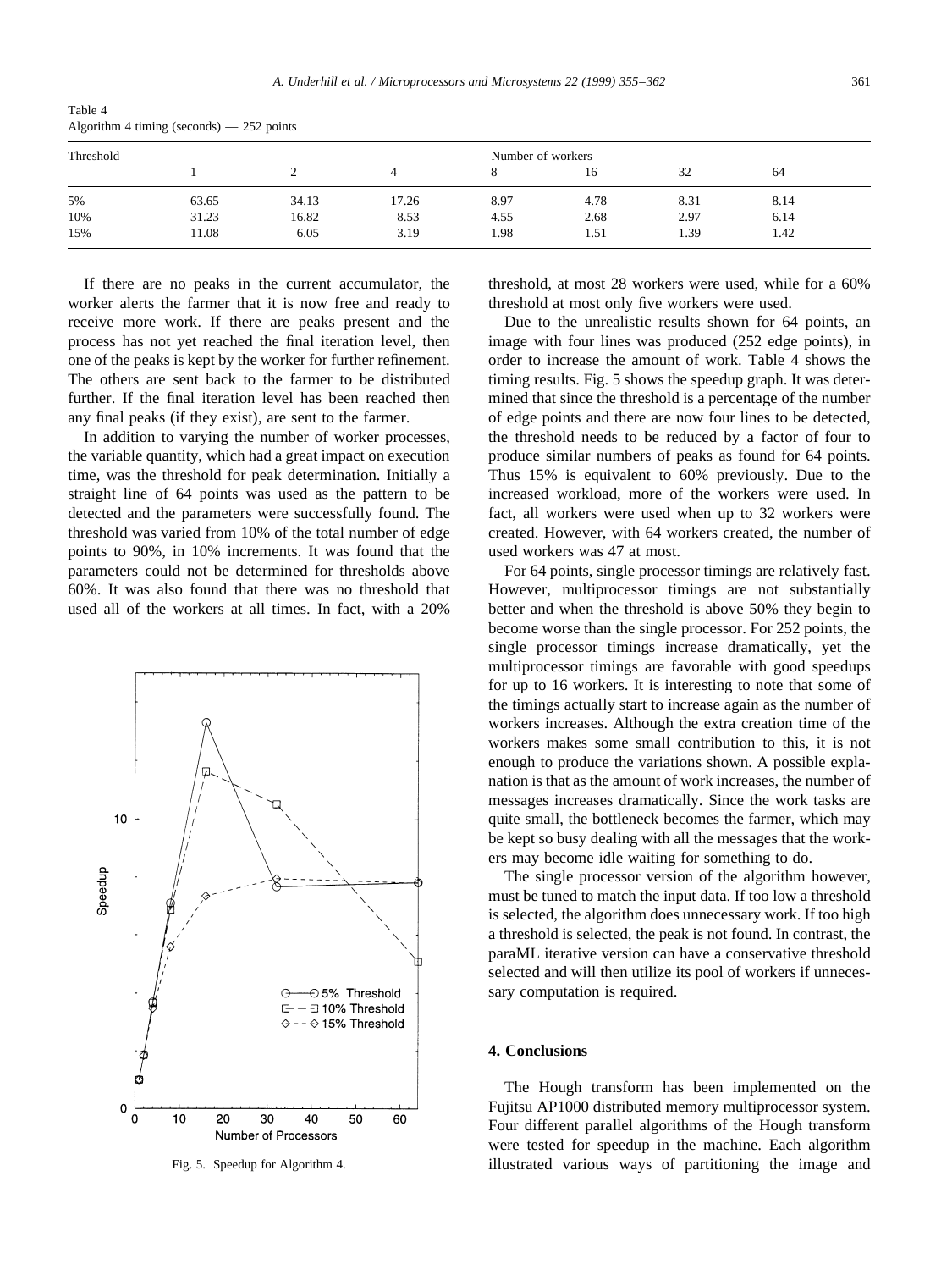Table 4
Algorithm 4 timing (seconds) — 252 points

| Threshold | Number of workers | | | | | | |
|---|---|---|---|---|---|---|---|
| | 1 | 2 | 4 | 8 | 16 | 32 | 64 |
| 5% | 63.65 | 34.13 | 17.26 | 8.97 | 4.78 | 8.31 | 8.14 |
| 10% | 31.23 | 16.82 | 8.53 | 4.55 | 2.68 | 2.97 | 6.14 |
| 15% | 11.08 | 6.05 | 3.19 | 1.98 | 1.51 | 1.39 | 1.42 |

If there are no peaks in the current accumulator, the worker alerts the farmer that it is now free and ready to receive more work. If there are peaks present and the process has not yet reached the final iteration level, then one of the peaks is kept by the worker for further refinement. The others are sent back to the farmer to be distributed further. If the final iteration level has been reached then any final peaks (if they exist), are sent to the farmer.

In addition to varying the number of worker processes, the variable quantity, which had a great impact on execution time, was the threshold for peak determination. Initially a straight line of 64 points was used as the pattern to be detected and the parameters were successfully found. The threshold was varied from 10% of the total number of edge points to 90%, in 10% increments. It was found that the parameters could not be determined for thresholds above 60%. It was also found that there was no threshold that used all of the workers at all times. In fact, with a 20% threshold, at most 28 workers were used, while for a 60% threshold at most only five workers were used.

Fig. 5. Speedup for Algorithm 4.

Due to the unrealistic results shown for 64 points, an image with four lines was produced (252 edge points), in order to increase the amount of work. Table 4 shows the timing results. Fig. 5 shows the speedup graph. It was determined that since the threshold is a percentage of the number of edge points and there are now four lines to be detected, the threshold needs to be reduced by a factor of four to produce similar numbers of peaks as found for 64 points. Thus 15% is equivalent to 60% previously. Due to the increased workload, more of the workers were used. In fact, all workers were used when up to 32 workers were created. However, with 64 workers created, the number of used workers was 47 at most.

For 64 points, single processor timings are relatively fast. However, multiprocessor timings are not substantially better and when the threshold is above 50% they begin to become worse than the single processor. For 252 points, the single processor timings increase dramatically, yet the multiprocessor timings are favorable with good speedups for up to 16 workers. It is interesting to note that some of the timings actually start to increase again as the number of workers increases. Although the extra creation time of the workers makes some small contribution to this, it is not enough to produce the variations shown. A possible explanation is that as the amount of work increases, the number of messages increases dramatically. Since the work tasks are quite small, the bottleneck becomes the farmer, which may be kept so busy dealing with all the messages that the workers may become idle waiting for something to do.

The single processor version of the algorithm however, must be tuned to match the input data. If too low a threshold is selected, the algorithm does unnecessary work. If too high a threshold is selected, the peak is not found. In contrast, the paraML iterative version can have a conservative threshold selected and will then utilize its pool of workers if unnecessary computation is required.

## 4. Conclusions

The Hough transform has been implemented on the Fujitsu AP1000 distributed memory multiprocessor system. Four different parallel algorithms of the Hough transform were tested for speedup in the machine. Each algorithm illustrated various ways of partitioning the image and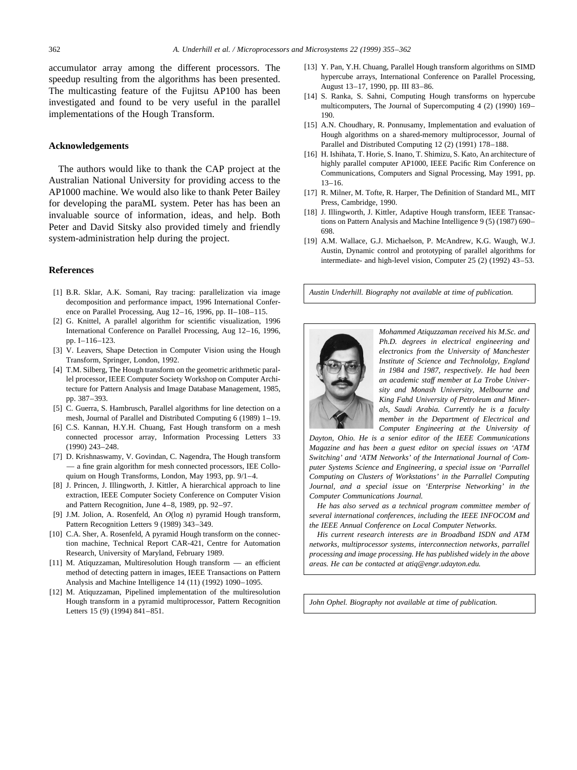accumulator array among the different processors. The speedup resulting from the algorithms has been presented. The multicasting feature of the Fujitsu AP100 has been investigated and found to be very useful in the parallel implementations of the Hough Transform.

## Acknowledgements

The authors would like to thank the CAP project at the Australian National University for providing access to the AP1000 machine. We would also like to thank Peter Bailey for developing the paraML system. Peter has has been an invaluable source of information, ideas, and help. Both Peter and David Sitsky also provided timely and friendly system-administration help during the project.

## References

[1] B.R. Sklar, A.K. Somani, Ray tracing: parallelization via image decomposition and performance impact, 1996 International Conference on Parallel Processing, Aug 12–16, 1996, pp. II–108–115.

[2] G. Knittel, A parallel algorithm for scientific visualization, 1996 International Conference on Parallel Processing, Aug 12–16, 1996, pp. I–116–123.

[3] V. Leavers, Shape Detection in Computer Vision using the Hough Transform, Springer, London, 1992.

[4] T.M. Silberg, The Hough transform on the geometric arithmetic parallel processor, IEEE Computer Society Workshop on Computer Architecture for Pattern Analysis and Image Database Management, 1985, pp. 387–393.

[5] C. Guerra, S. Hambrusch, Parallel algorithms for line detection on a mesh, Journal of Parallel and Distributed Computing 6 (1989) 1–19.

[6] C.S. Kannan, H.Y.H. Chuang, Fast Hough transform on a mesh connected processor array, Information Processing Letters 33 (1990) 243–248.

[7] D. Krishnaswamy, V. Govindan, C. Nagendra, The Hough transform — a fine grain algorithm for mesh connected processors, IEE Colloquium on Hough Transforms, London, May 1993, pp. 9/1–4.

[8] J. Princen, J. Illingworth, J. Kittler, A hierarchical approach to line extraction, IEEE Computer Society Conference on Computer Vision and Pattern Recognition, June 4–8, 1989, pp. 92–97.

[9] J.M. Jolion, A. Rosenfeld, An $O(\log n)$ pyramid Hough transform, Pattern Recognition Letters 9 (1989) 343–349.

[10] C.A. Sher, A. Rosenfeld, A pyramid Hough transform on the connection machine, Technical Report CAR-421, Centre for Automation Research, University of Maryland, February 1989.

[11] M. Atiquzzaman, Multiresolution Hough transform — an efficient method of detecting pattern in images, IEEE Transactions on Pattern Analysis and Machine Intelligence 14 (11) (1992) 1090–1095.

[12] M. Atiquzzaman, Pipelined implementation of the multiresolution Hough transform in a pyramid multiprocessor, Pattern Recognition Letters 15 (9) (1994) 841–851.

[13] Y. Pan, Y.H. Chuang, Parallel Hough transform algorithms on SIMD hypercube arrays, International Conference on Parallel Processing, August 13–17, 1990, pp. III 83–86.

[14] S. Ranka, S. Sahni, Computing Hough transforms on hypercube multicomputers, The Journal of Supercomputing 4 (2) (1990) 169–190.

[15] A.N. Choudhary, R. Ponnusamy, Implementation and evaluation of Hough algorithms on a shared-memory multiprocessor, Journal of Parallel and Distributed Computing 12 (2) (1991) 178–188.

[16] H. Ishihata, T. Horie, S. Inano, T. Shimizu, S. Kato, An architecture of highly parallel computer AP1000, IEEE Pacific Rim Conference on Communications, Computers and Signal Processing, May 1991, pp. 13–16.

[17] R. Milner, M. Tofte, R. Harper, The Definition of Standard ML, MIT Press, Cambridge, 1990.

[18] J. Illingworth, J. Kittler, Adaptive Hough transform, IEEE Transactions on Pattern Analysis and Machine Intelligence 9 (5) (1987) 690–698.

[19] A.M. Wallace, G.J. Michaelson, P. McAndrew, K.G. Waugh, W.J. Austin, Dynamic control and prototyping of parallel algorithms for intermediate- and high-level vision, Computer 25 (2) (1992) 43–53.

*Austin Underhill. Biography not available at time of publication.*

*Mohammed Atiquzzaman received his M.Sc. and Ph.D. degrees in electrical engineering and electronics from the University of Manchester Institute of Science and Technololgy, England in 1984 and 1987, respectively. He had been an academic staff member at La Trobe University and Monash University, Melbourne and King Fahd University of Petroleum and Minerals, Saudi Arabia. Currently he is a faculty member in the Department of Electrical and Computer Engineering at the University of Dayton, Ohio. He is a senior editor of the IEEE Communications Magazine and has been a guest editor on special issues on 'ATM Switching' and 'ATM Networks' of the International Journal of Computer Systems Science and Engineering, a special issue on 'Parrallel Computing on Clusters of Workstations' in the Parrallel Computing Journal, and a special issue on 'Enterprise Networking' in the Computer Communications Journal.*

*He has also served as a technical program committee member of several international conferences, including the IEEE INFOCOM and the IEEE Annual Conference on Local Computer Networks.*

*His current research interests are in Broadband ISDN and ATM networks, multiprocessor systems, interconnection networks, parrallel processing and image processing. He has published widely in the above areas. He can be contacted at atiq@engr.udayton.edu.*

*John Ophel. Biography not available at time of publication.*